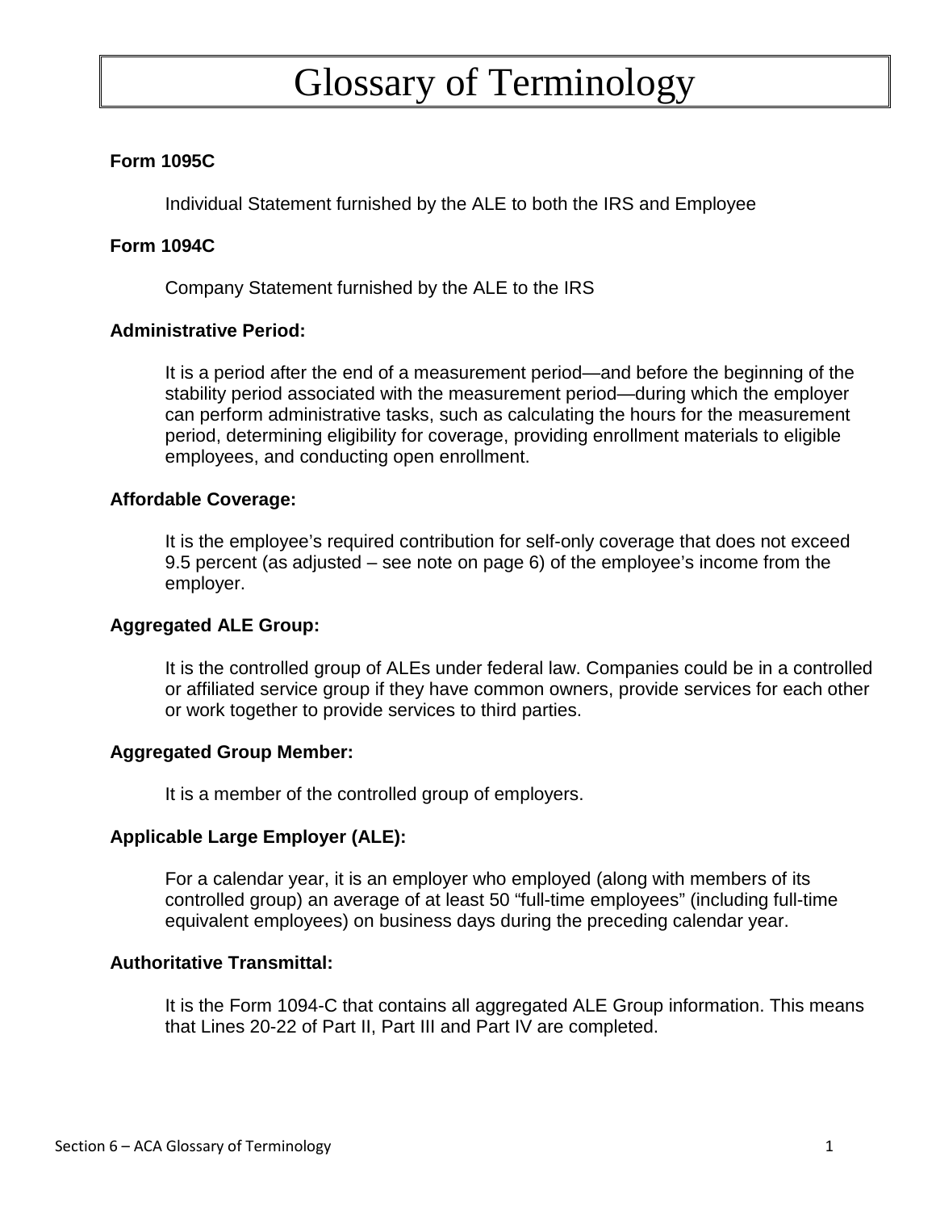# Glossary of Terminology

**Form 1095C**

Individual Statement furnished by the ALE to both the IRS and Employee

**Form 1094C**

Company Statement furnished by the ALE to the IRS

**Administrative Period:**

It is a period after the end of a measurement period—and before the beginning of the stability period associated with the measurement period—during which the employer can perform administrative tasks, such as calculating the hours for the measurement period, determining eligibility for coverage, providing enrollment materials to eligible employees, and conducting open enrollment.

**Affordable Coverage:**

It is the employee's required contribution for self-only coverage that does not exceed 9.5 percent (as adjusted – see note on page 6) of the employee's income from the employer.

**Aggregated ALE Group:**

It is the controlled group of ALEs under federal law. Companies could be in a controlled or affiliated service group if they have common owners, provide services for each other or work together to provide services to third parties.

**Aggregated Group Member:**

It is a member of the controlled group of employers.

**Applicable Large Employer (ALE):**

For a calendar year, it is an employer who employed (along with members of its controlled group) an average of at least 50 "full-time employees" (including full-time equivalent employees) on business days during the preceding calendar year.

**Authoritative Transmittal:**

It is the Form 1094-C that contains all aggregated ALE Group information. This means that Lines 20-22 of Part II, Part III and Part IV are completed.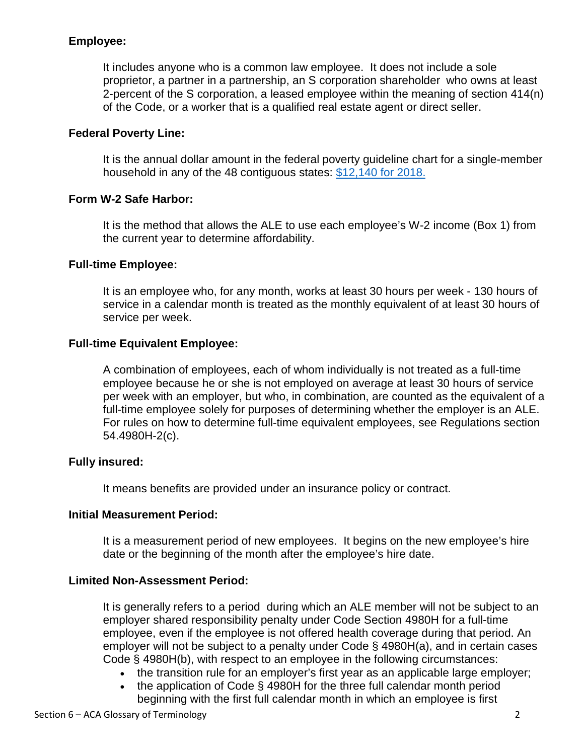**Employee:**

It includes anyone who is a common law employee. It does not include a sole proprietor, a partner in a partnership, an S corporation shareholder who owns at least 2-percent of the S corporation, a leased employee within the meaning of section 414(n) of the Code, or a worker that is a qualified real estate agent or direct seller.

**Federal Poverty Line:**

It is the annual dollar amount in the federal poverty guideline chart for a single-member household in any of the 48 contiguous states: $12,140 for 2018.

**Form W-2 Safe Harbor:**

It is the method that allows the ALE to use each employee's W-2 income (Box 1) from the current year to determine affordability.

**Full-time Employee:**

It is an employee who, for any month, works at least 30 hours per week - 130 hours of service in a calendar month is treated as the monthly equivalent of at least 30 hours of service per week.

**Full-time Equivalent Employee:**

A combination of employees, each of whom individually is not treated as a full-time employee because he or she is not employed on average at least 30 hours of service per week with an employer, but who, in combination, are counted as the equivalent of a full-time employee solely for purposes of determining whether the employer is an ALE. For rules on how to determine full-time equivalent employees, see Regulations section 54.4980H-2(c).

**Fully insured:**

It means benefits are provided under an insurance policy or contract.

**Initial Measurement Period:**

It is a measurement period of new employees. It begins on the new employee's hire date or the beginning of the month after the employee's hire date.

**Limited Non-Assessment Period:**

It is generally refers to a period during which an ALE member will not be subject to an employer shared responsibility penalty under Code Section 4980H for a full-time employee, even if the employee is not offered health coverage during that period. An employer will not be subject to a penalty under Code § 4980H(a), and in certain cases Code § 4980H(b), with respect to an employee in the following circumstances:

- the transition rule for an employer's first year as an applicable large employer;
- the application of Code § 4980H for the three full calendar month period beginning with the first full calendar month in which an employee is first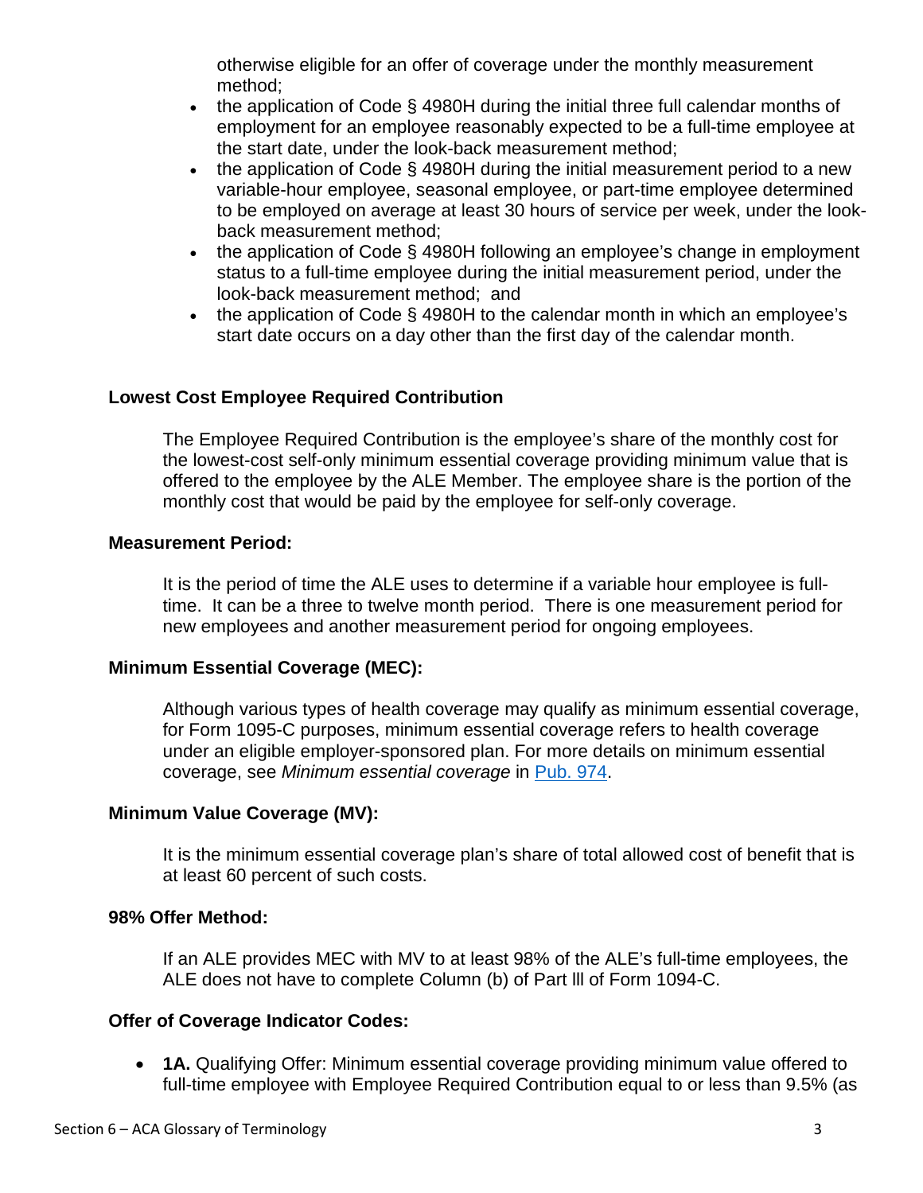otherwise eligible for an offer of coverage under the monthly measurement method;

- the application of Code § 4980H during the initial three full calendar months of employment for an employee reasonably expected to be a full-time employee at the start date, under the look-back measurement method;
- the application of Code § 4980H during the initial measurement period to a new variable-hour employee, seasonal employee, or part-time employee determined to be employed on average at least 30 hours of service per week, under the look-back measurement method;
- the application of Code § 4980H following an employee's change in employment status to a full-time employee during the initial measurement period, under the look-back measurement method; and
- the application of Code § 4980H to the calendar month in which an employee's start date occurs on a day other than the first day of the calendar month.

**Lowest Cost Employee Required Contribution**

The Employee Required Contribution is the employee's share of the monthly cost for the lowest-cost self-only minimum essential coverage providing minimum value that is offered to the employee by the ALE Member. The employee share is the portion of the monthly cost that would be paid by the employee for self-only coverage.

**Measurement Period:**

It is the period of time the ALE uses to determine if a variable hour employee is full-time. It can be a three to twelve month period. There is one measurement period for new employees and another measurement period for ongoing employees.

**Minimum Essential Coverage (MEC):**

Although various types of health coverage may qualify as minimum essential coverage, for Form 1095-C purposes, minimum essential coverage refers to health coverage under an eligible employer-sponsored plan. For more details on minimum essential coverage, see *Minimum essential coverage* in Pub. 974.

**Minimum Value Coverage (MV):**

It is the minimum essential coverage plan's share of total allowed cost of benefit that is at least 60 percent of such costs.

**98% Offer Method:**

If an ALE provides MEC with MV to at least 98% of the ALE's full-time employees, the ALE does not have to complete Column (b) of Part lll of Form 1094-C.

**Offer of Coverage Indicator Codes:**

- **1A.** Qualifying Offer: Minimum essential coverage providing minimum value offered to full-time employee with Employee Required Contribution equal to or less than 9.5% (as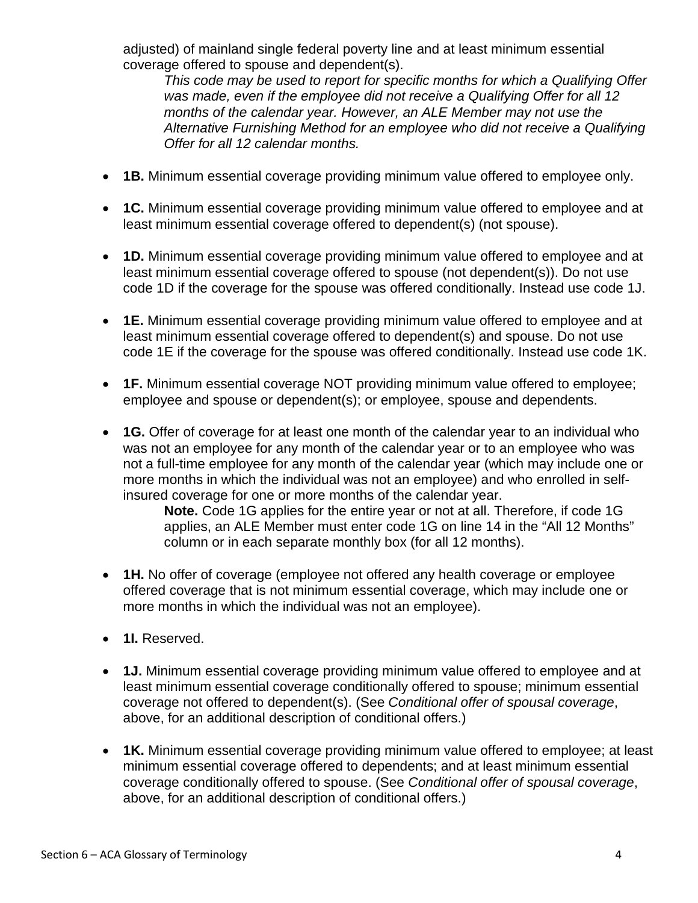adjusted) of mainland single federal poverty line and at least minimum essential coverage offered to spouse and dependent(s).

> *This code may be used to report for specific months for which a Qualifying Offer was made, even if the employee did not receive a Qualifying Offer for all 12 months of the calendar year. However, an ALE Member may not use the Alternative Furnishing Method for an employee who did not receive a Qualifying Offer for all 12 calendar months.*

- **1B.** Minimum essential coverage providing minimum value offered to employee only.
- **1C.** Minimum essential coverage providing minimum value offered to employee and at least minimum essential coverage offered to dependent(s) (not spouse).
- **1D.** Minimum essential coverage providing minimum value offered to employee and at least minimum essential coverage offered to spouse (not dependent(s)). Do not use code 1D if the coverage for the spouse was offered conditionally. Instead use code 1J.
- **1E.** Minimum essential coverage providing minimum value offered to employee and at least minimum essential coverage offered to dependent(s) and spouse. Do not use code 1E if the coverage for the spouse was offered conditionally. Instead use code 1K.
- **1F.** Minimum essential coverage NOT providing minimum value offered to employee; employee and spouse or dependent(s); or employee, spouse and dependents.
- **1G.** Offer of coverage for at least one month of the calendar year to an individual who was not an employee for any month of the calendar year or to an employee who was not a full-time employee for any month of the calendar year (which may include one or more months in which the individual was not an employee) and who enrolled in self-insured coverage for one or more months of the calendar year.

  > **Note.** Code 1G applies for the entire year or not at all. Therefore, if code 1G applies, an ALE Member must enter code 1G on line 14 in the "All 12 Months" column or in each separate monthly box (for all 12 months).

- **1H.** No offer of coverage (employee not offered any health coverage or employee offered coverage that is not minimum essential coverage, which may include one or more months in which the individual was not an employee).
- **1I.** Reserved.
- **1J.** Minimum essential coverage providing minimum value offered to employee and at least minimum essential coverage conditionally offered to spouse; minimum essential coverage not offered to dependent(s). (See *Conditional offer of spousal coverage*, above, for an additional description of conditional offers.)
- **1K.** Minimum essential coverage providing minimum value offered to employee; at least minimum essential coverage offered to dependents; and at least minimum essential coverage conditionally offered to spouse. (See *Conditional offer of spousal coverage*, above, for an additional description of conditional offers.)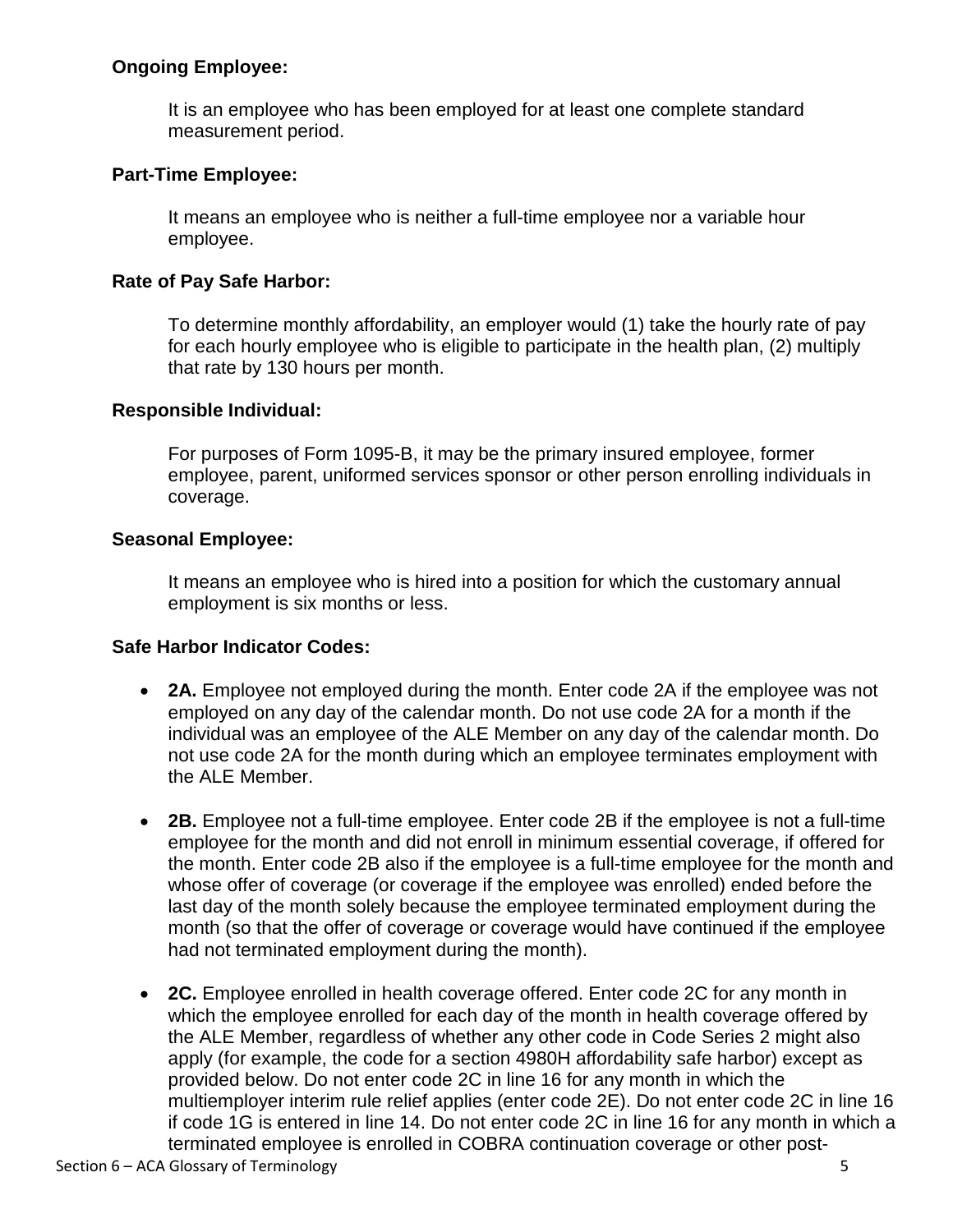**Ongoing Employee:**

It is an employee who has been employed for at least one complete standard measurement period.

**Part-Time Employee:**

It means an employee who is neither a full-time employee nor a variable hour employee.

**Rate of Pay Safe Harbor:**

To determine monthly affordability, an employer would (1) take the hourly rate of pay for each hourly employee who is eligible to participate in the health plan, (2) multiply that rate by 130 hours per month.

**Responsible Individual:**

For purposes of Form 1095-B, it may be the primary insured employee, former employee, parent, uniformed services sponsor or other person enrolling individuals in coverage.

**Seasonal Employee:**

It means an employee who is hired into a position for which the customary annual employment is six months or less.

**Safe Harbor Indicator Codes:**

- **2A.** Employee not employed during the month. Enter code 2A if the employee was not employed on any day of the calendar month. Do not use code 2A for a month if the individual was an employee of the ALE Member on any day of the calendar month. Do not use code 2A for the month during which an employee terminates employment with the ALE Member.

- **2B.** Employee not a full-time employee. Enter code 2B if the employee is not a full-time employee for the month and did not enroll in minimum essential coverage, if offered for the month. Enter code 2B also if the employee is a full-time employee for the month and whose offer of coverage (or coverage if the employee was enrolled) ended before the last day of the month solely because the employee terminated employment during the month (so that the offer of coverage or coverage would have continued if the employee had not terminated employment during the month).

- **2C.** Employee enrolled in health coverage offered. Enter code 2C for any month in which the employee enrolled for each day of the month in health coverage offered by the ALE Member, regardless of whether any other code in Code Series 2 might also apply (for example, the code for a section 4980H affordability safe harbor) except as provided below. Do not enter code 2C in line 16 for any month in which the multiemployer interim rule relief applies (enter code 2E). Do not enter code 2C in line 16 if code 1G is entered in line 14. Do not enter code 2C in line 16 for any month in which a terminated employee is enrolled in COBRA continuation coverage or other post-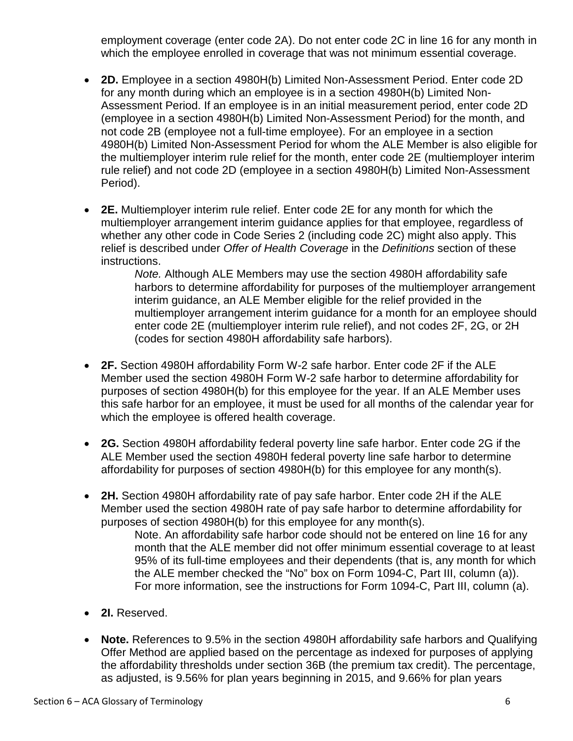employment coverage (enter code 2A). Do not enter code 2C in line 16 for any month in which the employee enrolled in coverage that was not minimum essential coverage.

- **2D.** Employee in a section 4980H(b) Limited Non-Assessment Period. Enter code 2D for any month during which an employee is in a section 4980H(b) Limited Non-Assessment Period. If an employee is in an initial measurement period, enter code 2D (employee in a section 4980H(b) Limited Non-Assessment Period) for the month, and not code 2B (employee not a full-time employee). For an employee in a section 4980H(b) Limited Non-Assessment Period for whom the ALE Member is also eligible for the multiemployer interim rule relief for the month, enter code 2E (multiemployer interim rule relief) and not code 2D (employee in a section 4980H(b) Limited Non-Assessment Period).

- **2E.** Multiemployer interim rule relief. Enter code 2E for any month for which the multiemployer arrangement interim guidance applies for that employee, regardless of whether any other code in Code Series 2 (including code 2C) might also apply. This relief is described under *Offer of Health Coverage* in the *Definitions* section of these instructions.

  *Note.* Although ALE Members may use the section 4980H affordability safe harbors to determine affordability for purposes of the multiemployer arrangement interim guidance, an ALE Member eligible for the relief provided in the multiemployer arrangement interim guidance for a month for an employee should enter code 2E (multiemployer interim rule relief), and not codes 2F, 2G, or 2H (codes for section 4980H affordability safe harbors).

- **2F.** Section 4980H affordability Form W-2 safe harbor. Enter code 2F if the ALE Member used the section 4980H Form W-2 safe harbor to determine affordability for purposes of section 4980H(b) for this employee for the year. If an ALE Member uses this safe harbor for an employee, it must be used for all months of the calendar year for which the employee is offered health coverage.

- **2G.** Section 4980H affordability federal poverty line safe harbor. Enter code 2G if the ALE Member used the section 4980H federal poverty line safe harbor to determine affordability for purposes of section 4980H(b) for this employee for any month(s).

- **2H.** Section 4980H affordability rate of pay safe harbor. Enter code 2H if the ALE Member used the section 4980H rate of pay safe harbor to determine affordability for purposes of section 4980H(b) for this employee for any month(s).

  Note. An affordability safe harbor code should not be entered on line 16 for any month that the ALE member did not offer minimum essential coverage to at least 95% of its full-time employees and their dependents (that is, any month for which the ALE member checked the “No” box on Form 1094-C, Part III, column (a)). For more information, see the instructions for Form 1094-C, Part III, column (a).

- **2I.** Reserved.

- **Note.** References to 9.5% in the section 4980H affordability safe harbors and Qualifying Offer Method are applied based on the percentage as indexed for purposes of applying the affordability thresholds under section 36B (the premium tax credit). The percentage, as adjusted, is 9.56% for plan years beginning in 2015, and 9.66% for plan years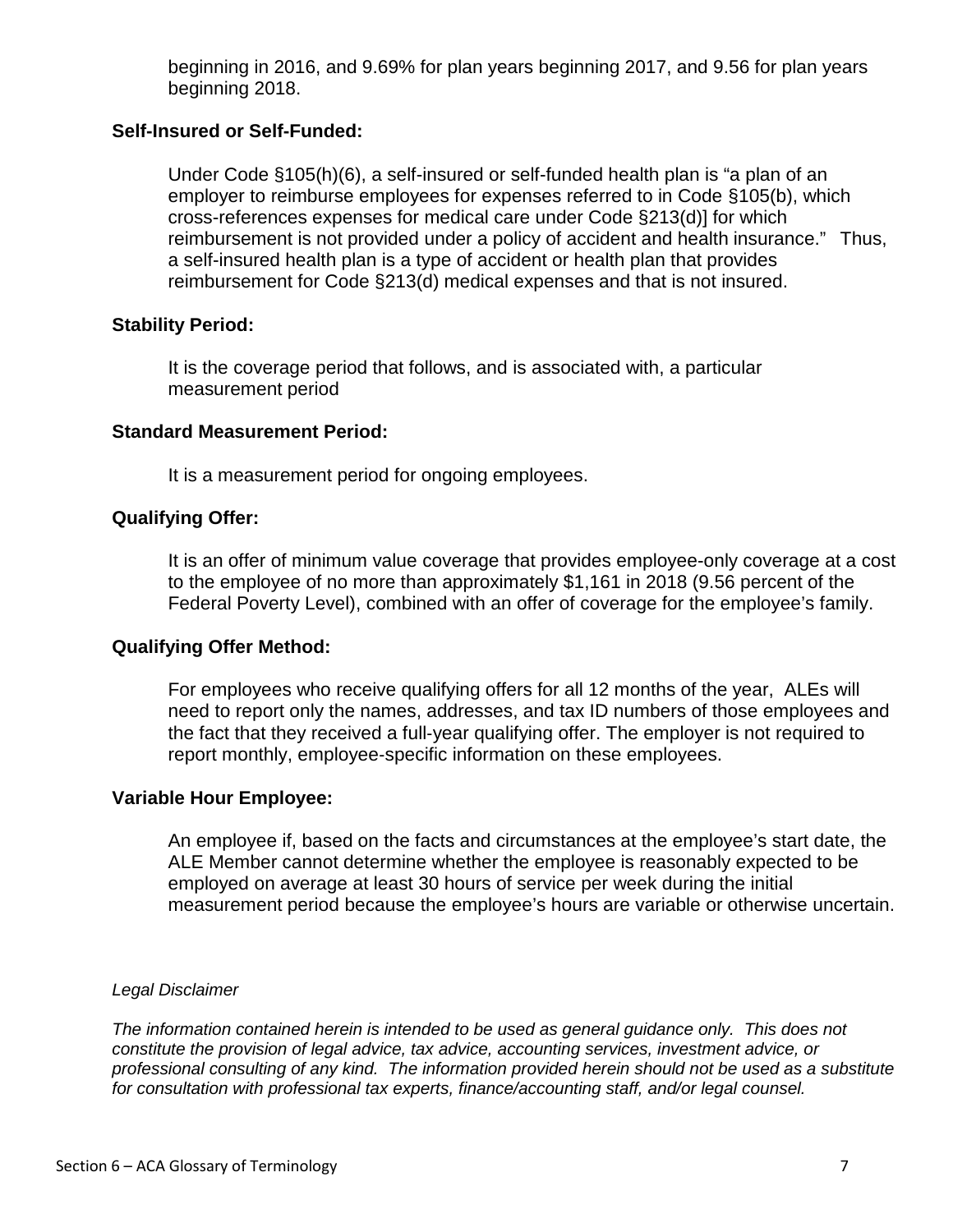beginning in 2016, and 9.69% for plan years beginning 2017, and 9.56 for plan years beginning 2018.

**Self-Insured or Self-Funded:**

Under Code §105(h)(6), a self-insured or self-funded health plan is "a plan of an employer to reimburse employees for expenses referred to in Code §105(b), which cross-references expenses for medical care under Code §213(d)] for which reimbursement is not provided under a policy of accident and health insurance." Thus, a self-insured health plan is a type of accident or health plan that provides reimbursement for Code §213(d) medical expenses and that is not insured.

**Stability Period:**

It is the coverage period that follows, and is associated with, a particular measurement period

**Standard Measurement Period:**

It is a measurement period for ongoing employees.

**Qualifying Offer:**

It is an offer of minimum value coverage that provides employee-only coverage at a cost to the employee of no more than approximately $1,161 in 2018 (9.56 percent of the Federal Poverty Level), combined with an offer of coverage for the employee's family.

**Qualifying Offer Method:**

For employees who receive qualifying offers for all 12 months of the year, ALEs will need to report only the names, addresses, and tax ID numbers of those employees and the fact that they received a full-year qualifying offer. The employer is not required to report monthly, employee-specific information on these employees.

**Variable Hour Employee:**

An employee if, based on the facts and circumstances at the employee's start date, the ALE Member cannot determine whether the employee is reasonably expected to be employed on average at least 30 hours of service per week during the initial measurement period because the employee's hours are variable or otherwise uncertain.

*Legal Disclaimer*

*The information contained herein is intended to be used as general guidance only. This does not constitute the provision of legal advice, tax advice, accounting services, investment advice, or professional consulting of any kind. The information provided herein should not be used as a substitute for consultation with professional tax experts, finance/accounting staff, and/or legal counsel.*